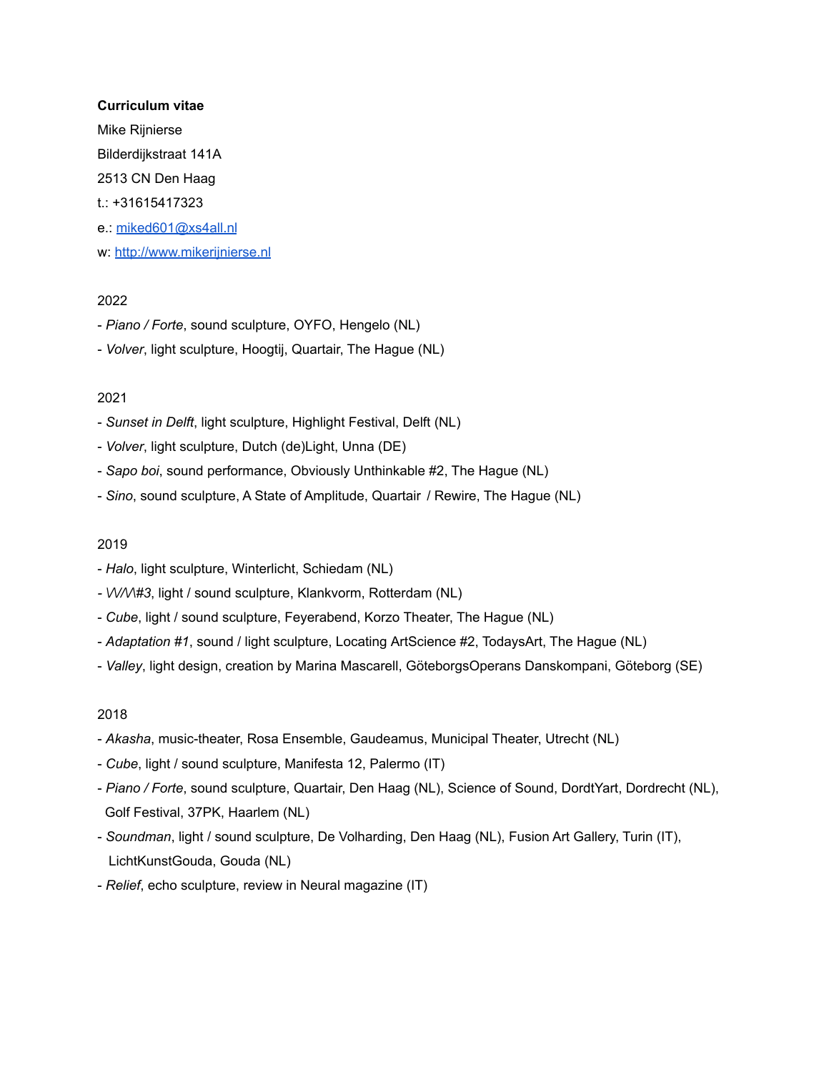**Curriculum vitae**

Mike Rijnierse

Bilderdijkstraat 141A

2513 CN Den Haag

t.: +31615417323

e.: [miked601@xs4all.nl](mailto:miked601@xs4all.nl)

w: [http://www.mikerijnierse.nl](http://www.mikerijnierse.nl)

2022

- *Piano / Forte*, sound sculpture, OYFO, Hengelo (NL)
- *Volver*, light sculpture, Hoogtij, Quartair, The Hague (NL)

2021

- *Sunset in Delft*, light sculpture, Highlight Festival, Delft (NL)
- *Volver*, light sculpture, Dutch (de)Light, Unna (DE)
- *Sapo boi*, sound performance, Obviously Unthinkable #2, The Hague (NL)
- *Sino*, sound sculpture, A State of Amplitude, Quartair / Rewire, The Hague (NL)

2019

- *Halo*, light sculpture, Winterlicht, Schiedam (NL)
- *\/\/\/\#3*, light / sound sculpture, Klankvorm, Rotterdam (NL)
- *Cube*, light / sound sculpture, Feyerabend, Korzo Theater, The Hague (NL)
- *Adaptation #1*, sound / light sculpture, Locating ArtScience #2, TodaysArt, The Hague (NL)
- *Valley*, light design, creation by Marina Mascarell, GöteborgsOperans Danskompani, Göteborg (SE)

2018

- *Akasha*, music-theater, Rosa Ensemble, Gaudeamus, Municipal Theater, Utrecht (NL)
- *Cube*, light / sound sculpture, Manifesta 12, Palermo (IT)
- *Piano / Forte*, sound sculpture, Quartair, Den Haag (NL), Science of Sound, DordtYart, Dordrecht (NL), Golf Festival, 37PK, Haarlem (NL)
- *Soundman*, light / sound sculpture, De Volharding, Den Haag (NL), Fusion Art Gallery, Turin (IT), LichtKunstGouda, Gouda (NL)
- *Relief*, echo sculpture, review in Neural magazine (IT)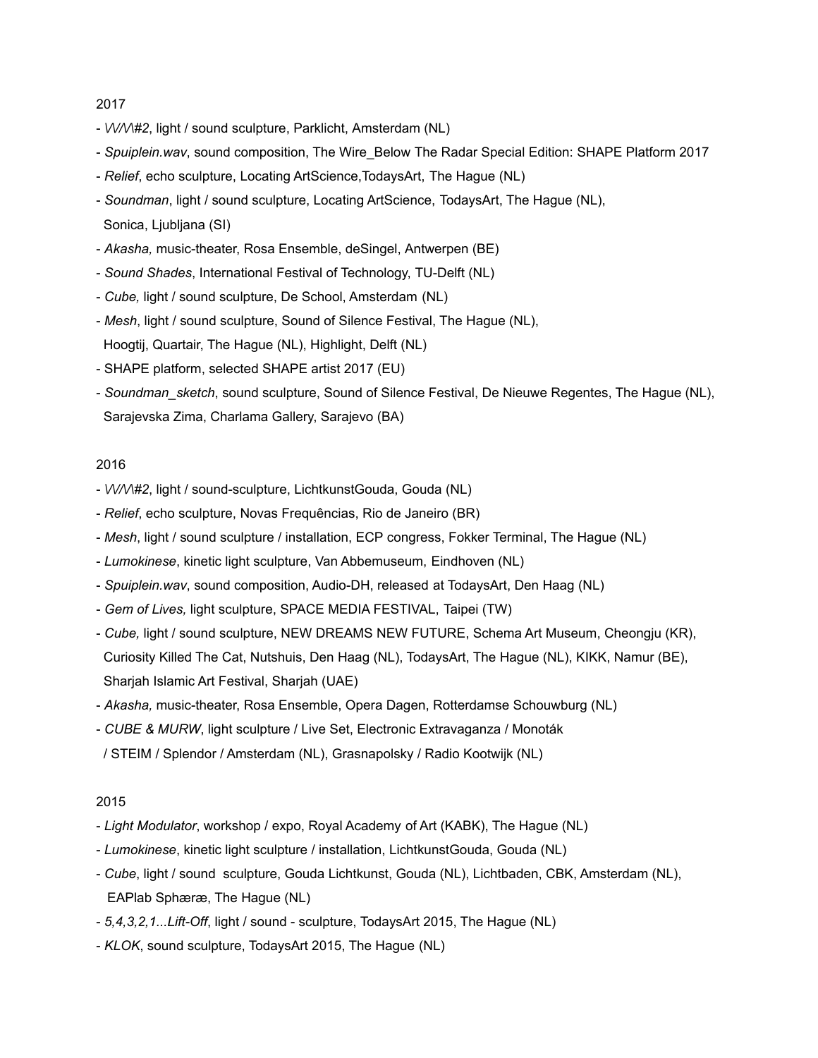2017

- *VVM#2*, light / sound sculpture, Parklicht, Amsterdam (NL)
- *Spuiplein.wav*, sound composition, The Wire_Below The Radar Special Edition: SHAPE Platform 2017
- *Relief*, echo sculpture, Locating ArtScience,TodaysArt, The Hague (NL)
- *Soundman*, light / sound sculpture, Locating ArtScience, TodaysArt, The Hague (NL), Sonica, Ljubljana (SI)
- *Akasha,* music-theater, Rosa Ensemble, deSingel, Antwerpen (BE)
- *Sound Shades*, International Festival of Technology, TU-Delft (NL)
- *Cube,* light / sound sculpture, De School, Amsterdam (NL)
- *Mesh*, light / sound sculpture, Sound of Silence Festival, The Hague (NL), Hoogtij, Quartair, The Hague (NL), Highlight, Delft (NL)
- SHAPE platform, selected SHAPE artist 2017 (EU)
- *Soundman_sketch*, sound sculpture, Sound of Silence Festival, De Nieuwe Regentes, The Hague (NL), Sarajevska Zima, Charlama Gallery, Sarajevo (BA)

2016

- *VVM#2*, light / sound-sculpture, LichtkunstGouda, Gouda (NL)
- *Relief*, echo sculpture, Novas Frequências, Rio de Janeiro (BR)
- *Mesh*, light / sound sculpture / installation, ECP congress, Fokker Terminal, The Hague (NL)
- *Lumokinese*, kinetic light sculpture, Van Abbemuseum, Eindhoven (NL)
- *Spuiplein.wav*, sound composition, Audio-DH, released at TodaysArt, Den Haag (NL)
- *Gem of Lives,* light sculpture, SPACE MEDIA FESTIVAL, Taipei (TW)
- *Cube,* light / sound sculpture, NEW DREAMS NEW FUTURE, Schema Art Museum, Cheongju (KR), Curiosity Killed The Cat, Nutshuis, Den Haag (NL), TodaysArt, The Hague (NL), KIKK, Namur (BE), Sharjah Islamic Art Festival, Sharjah (UAE)
- *Akasha,* music-theater, Rosa Ensemble, Opera Dagen, Rotterdamse Schouwburg (NL)
- *CUBE & MURW*, light sculpture / Live Set, Electronic Extravaganza / Monoták / STEIM / Splendor / Amsterdam (NL), Grasnapolsky / Radio Kootwijk (NL)

2015

- *Light Modulator*, workshop / expo, Royal Academy of Art (KABK), The Hague (NL)
- *Lumokinese*, kinetic light sculpture / installation, LichtkunstGouda, Gouda (NL)
- *Cube*, light / sound sculpture, Gouda Lichtkunst, Gouda (NL), Lichtbaden, CBK, Amsterdam (NL), EAPlab Sphæræ, The Hague (NL)
- *5,4,3,2,1...Lift-Off*, light / sound - sculpture, TodaysArt 2015, The Hague (NL)
- *KLOK*, sound sculpture, TodaysArt 2015, The Hague (NL)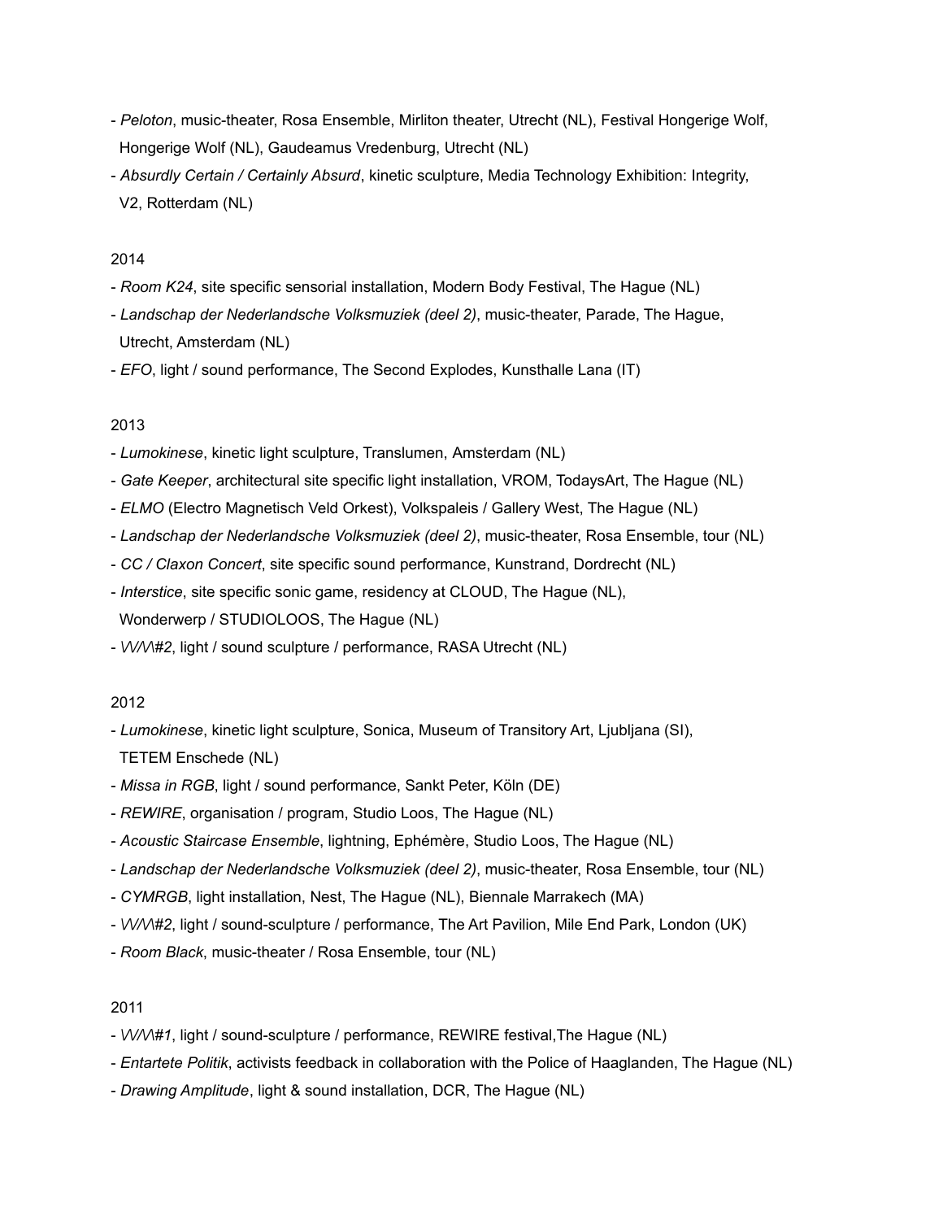- *Peloton*, music-theater, Rosa Ensemble, Mirliton theater, Utrecht (NL), Festival Hongerige Wolf, Hongerige Wolf (NL), Gaudeamus Vredenburg, Utrecht (NL)
- *Absurdly Certain / Certainly Absurd*, kinetic sculpture, Media Technology Exhibition: Integrity, V2, Rotterdam (NL)

2014

- *Room K24*, site specific sensorial installation, Modern Body Festival, The Hague (NL)
- *Landschap der Nederlandsche Volksmuziek (deel 2)*, music-theater, Parade, The Hague, Utrecht, Amsterdam (NL)
- *EFO*, light / sound performance, The Second Explodes, Kunsthalle Lana (IT)

2013

- *Lumokinese*, kinetic light sculpture, Translumen, Amsterdam (NL)
- *Gate Keeper*, architectural site specific light installation, VROM, TodaysArt, The Hague (NL)
- *ELMO* (Electro Magnetisch Veld Orkest), Volkspaleis / Gallery West, The Hague (NL)
- *Landschap der Nederlandsche Volksmuziek (deel 2)*, music-theater, Rosa Ensemble, tour (NL)
- *CC / Claxon Concert*, site specific sound performance, Kunstrand, Dordrecht (NL)
- *Interstice*, site specific sonic game, residency at CLOUD, The Hague (NL), Wonderwerp / STUDIOLOOS, The Hague (NL)
- *VVM#2*, light / sound sculpture / performance, RASA Utrecht (NL)

2012

- *Lumokinese*, kinetic light sculpture, Sonica, Museum of Transitory Art, Ljubljana (SI), TETEM Enschede (NL)
- *Missa in RGB*, light / sound performance, Sankt Peter, Köln (DE)
- *REWIRE*, organisation / program, Studio Loos, The Hague (NL)
- *Acoustic Staircase Ensemble*, lightning, Ephémère, Studio Loos, The Hague (NL)
- *Landschap der Nederlandsche Volksmuziek (deel 2)*, music-theater, Rosa Ensemble, tour (NL)
- *CYMRGB*, light installation, Nest, The Hague (NL), Biennale Marrakech (MA)
- *VVM#2*, light / sound-sculpture / performance, The Art Pavilion, Mile End Park, London (UK)
- *Room Black*, music-theater / Rosa Ensemble, tour (NL)

2011

- *VVM#1*, light / sound-sculpture / performance, REWIRE festival,The Hague (NL)
- *Entartete Politik*, activists feedback in collaboration with the Police of Haaglanden, The Hague (NL)
- *Drawing Amplitude*, light & sound installation, DCR, The Hague (NL)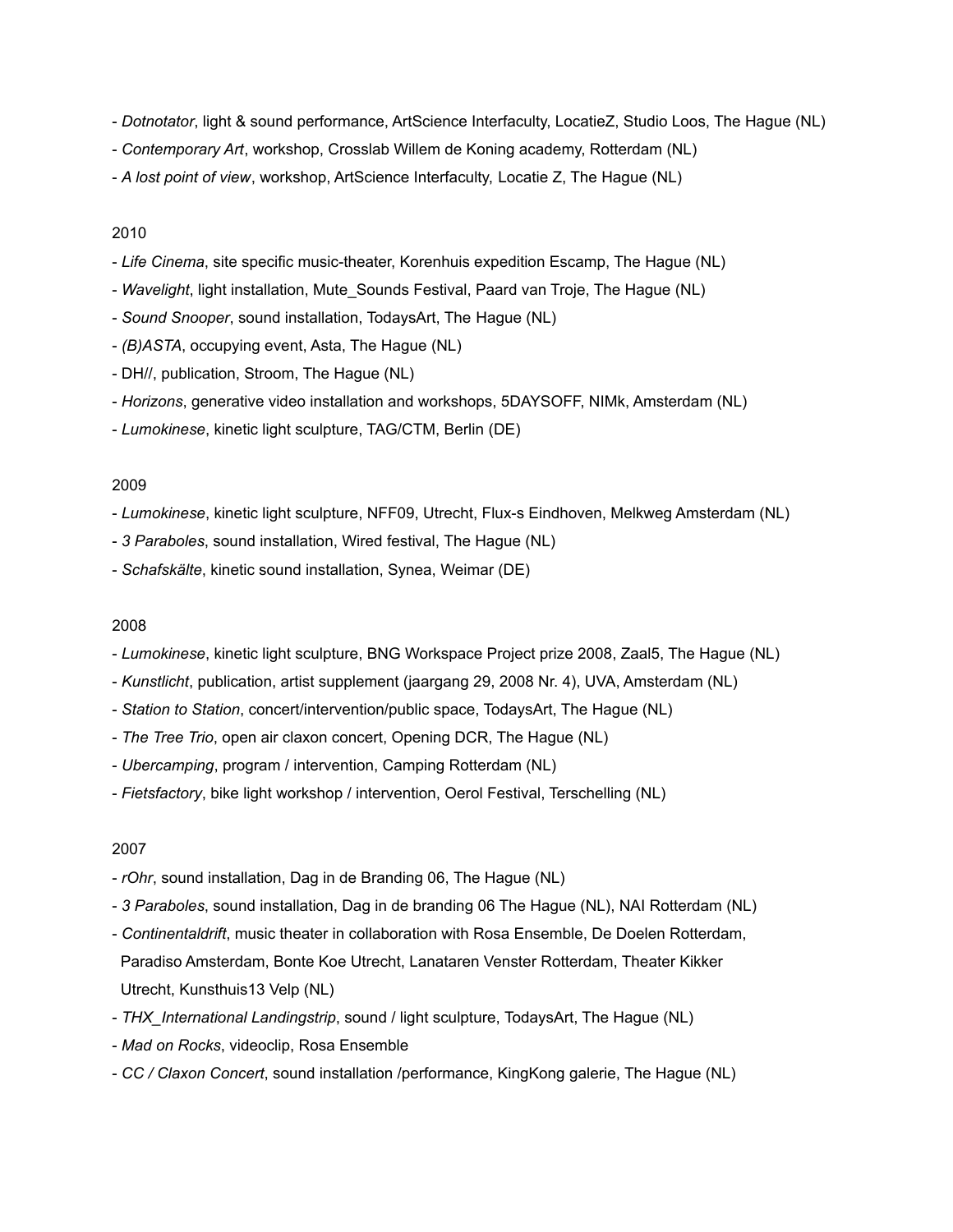- *Dotnotator*, light & sound performance, ArtScience Interfaculty, LocatieZ, Studio Loos, The Hague (NL)
- *Contemporary Art*, workshop, Crosslab Willem de Koning academy, Rotterdam (NL)
- *A lost point of view*, workshop, ArtScience Interfaculty, Locatie Z, The Hague (NL)

2010

- *Life Cinema*, site specific music-theater, Korenhuis expedition Escamp, The Hague (NL)
- *Wavelight*, light installation, Mute_Sounds Festival, Paard van Troje, The Hague (NL)
- *Sound Snooper*, sound installation, TodaysArt, The Hague (NL)
- *(B)ASTA*, occupying event, Asta, The Hague (NL)
- DH//, publication, Stroom, The Hague (NL)
- *Horizons*, generative video installation and workshops, 5DAYSOFF, NIMk, Amsterdam (NL)
- *Lumokinese*, kinetic light sculpture, TAG/CTM, Berlin (DE)

2009

- *Lumokinese*, kinetic light sculpture, NFF09, Utrecht, Flux-s Eindhoven, Melkweg Amsterdam (NL)
- *3 Paraboles*, sound installation, Wired festival, The Hague (NL)
- *Schafskälte*, kinetic sound installation, Synea, Weimar (DE)

2008

- *Lumokinese*, kinetic light sculpture, BNG Workspace Project prize 2008, Zaal5, The Hague (NL)
- *Kunstlicht*, publication, artist supplement (jaargang 29, 2008 Nr. 4), UVA, Amsterdam (NL)
- *Station to Station*, concert/intervention/public space, TodaysArt, The Hague (NL)
- *The Tree Trio*, open air claxon concert, Opening DCR, The Hague (NL)
- *Ubercamping*, program / intervention, Camping Rotterdam (NL)
- *Fietsfactory*, bike light workshop / intervention, Oerol Festival, Terschelling (NL)

2007

- *rOhr*, sound installation, Dag in de Branding 06, The Hague (NL)
- *3 Paraboles*, sound installation, Dag in de branding 06 The Hague (NL), NAI Rotterdam (NL)
- *Continentaldrift*, music theater in collaboration with Rosa Ensemble, De Doelen Rotterdam, Paradiso Amsterdam, Bonte Koe Utrecht, Lanataren Venster Rotterdam, Theater Kikker Utrecht, Kunsthuis13 Velp (NL)
- *THX_International Landingstrip*, sound / light sculpture, TodaysArt, The Hague (NL)
- *Mad on Rocks*, videoclip, Rosa Ensemble
- *CC / Claxon Concert*, sound installation /performance, KingKong galerie, The Hague (NL)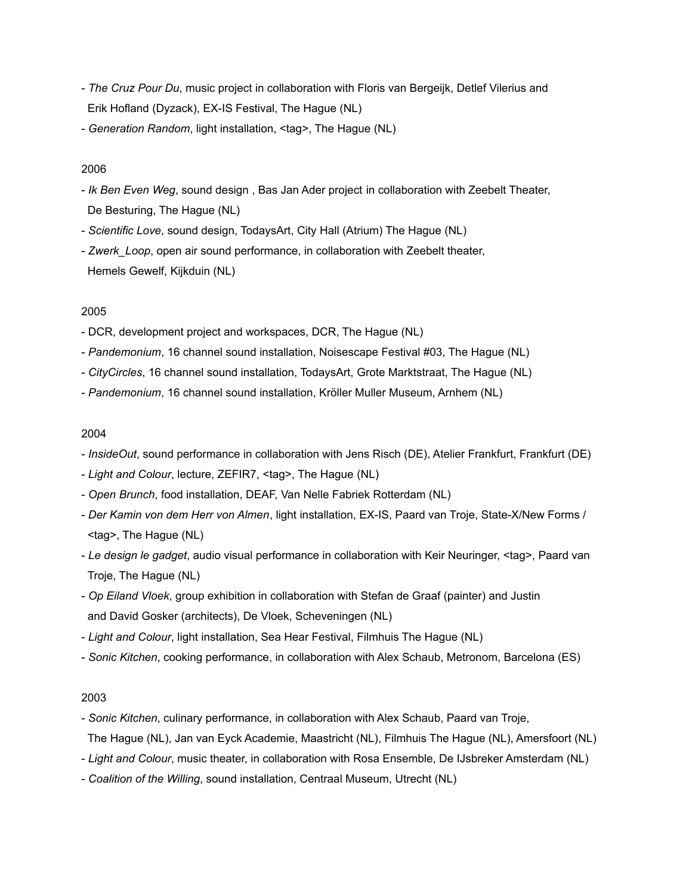- *The Cruz Pour Du*, music project in collaboration with Floris van Bergeijk, Detlef Vilerius and Erik Hofland (Dyzack), EX-IS Festival, The Hague (NL)
- *Generation Random*, light installation, <tag>, The Hague (NL)

2006

- *Ik Ben Even Weg*, sound design , Bas Jan Ader project in collaboration with Zeebelt Theater, De Besturing, The Hague (NL)
- *Scientific Love*, sound design, TodaysArt, City Hall (Atrium) The Hague (NL)
- *Zwerk_Loop*, open air sound performance, in collaboration with Zeebelt theater, Hemels Gewelf, Kijkduin (NL)

2005

- DCR, development project and workspaces, DCR, The Hague (NL)
- *Pandemonium*, 16 channel sound installation, Noisescape Festival #03, The Hague (NL)
- *CityCircles*, 16 channel sound installation, TodaysArt, Grote Marktstraat, The Hague (NL)
- *Pandemonium*, 16 channel sound installation, Kröller Muller Museum, Arnhem (NL)

2004

- *InsideOut*, sound performance in collaboration with Jens Risch (DE), Atelier Frankfurt, Frankfurt (DE)
- *Light and Colour*, lecture, ZEFIR7, <tag>, The Hague (NL)
- *Open Brunch*, food installation, DEAF, Van Nelle Fabriek Rotterdam (NL)
- *Der Kamin von dem Herr von Almen*, light installation, EX-IS, Paard van Troje, State-X/New Forms / <tag>, The Hague (NL)
- *Le design le gadget*, audio visual performance in collaboration with Keir Neuringer, <tag>, Paard van Troje, The Hague (NL)
- *Op Eiland Vloek*, group exhibition in collaboration with Stefan de Graaf (painter) and Justin and David Gosker (architects), De Vloek, Scheveningen (NL)
- *Light and Colour*, light installation, Sea Hear Festival, Filmhuis The Hague (NL)
- *Sonic Kitchen*, cooking performance, in collaboration with Alex Schaub, Metronom, Barcelona (ES)

2003

- *Sonic Kitchen*, culinary performance, in collaboration with Alex Schaub, Paard van Troje, The Hague (NL), Jan van Eyck Academie, Maastricht (NL), Filmhuis The Hague (NL), Amersfoort (NL)
- *Light and Colour*, music theater, in collaboration with Rosa Ensemble, De IJsbreker Amsterdam (NL)
- *Coalition of the Willing*, sound installation, Centraal Museum, Utrecht (NL)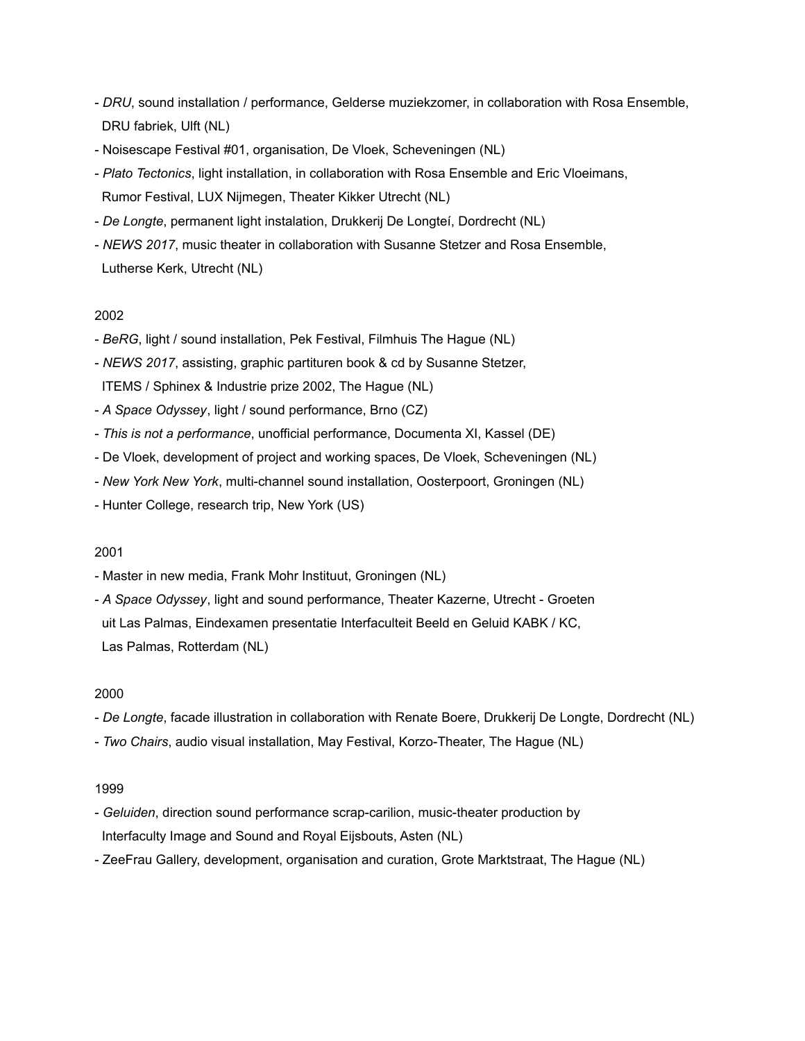- *DRU*, sound installation / performance, Gelderse muziekzomer, in collaboration with Rosa Ensemble, DRU fabriek, Ulft (NL)
- Noisescape Festival #01, organisation, De Vloek, Scheveningen (NL)
- *Plato Tectonics*, light installation, in collaboration with Rosa Ensemble and Eric Vloeimans, Rumor Festival, LUX Nijmegen, Theater Kikker Utrecht (NL)
- *De Longte*, permanent light instalation, Drukkerij De Longteí, Dordrecht (NL)
- *NEWS 2017*, music theater in collaboration with Susanne Stetzer and Rosa Ensemble, Lutherse Kerk, Utrecht (NL)

2002

- *BeRG*, light / sound installation, Pek Festival, Filmhuis The Hague (NL)
- *NEWS 2017*, assisting, graphic partituren book & cd by Susanne Stetzer, ITEMS / Sphinex & Industrie prize 2002, The Hague (NL)
- *A Space Odyssey*, light / sound performance, Brno (CZ)
- *This is not a performance*, unofficial performance, Documenta XI, Kassel (DE)
- De Vloek, development of project and working spaces, De Vloek, Scheveningen (NL)
- *New York New York*, multi-channel sound installation, Oosterpoort, Groningen (NL)
- Hunter College, research trip, New York (US)

2001

- Master in new media, Frank Mohr Instituut, Groningen (NL)
- *A Space Odyssey*, light and sound performance, Theater Kazerne, Utrecht - Groeten uit Las Palmas, Eindexamen presentatie Interfaculteit Beeld en Geluid KABK / KC, Las Palmas, Rotterdam (NL)

2000

- *De Longte*, facade illustration in collaboration with Renate Boere, Drukkerij De Longte, Dordrecht (NL)
- *Two Chairs*, audio visual installation, May Festival, Korzo-Theater, The Hague (NL)

1999

- *Geluiden*, direction sound performance scrap-carilion, music-theater production by Interfaculty Image and Sound and Royal Eijsbouts, Asten (NL)
- ZeeFrau Gallery, development, organisation and curation, Grote Marktstraat, The Hague (NL)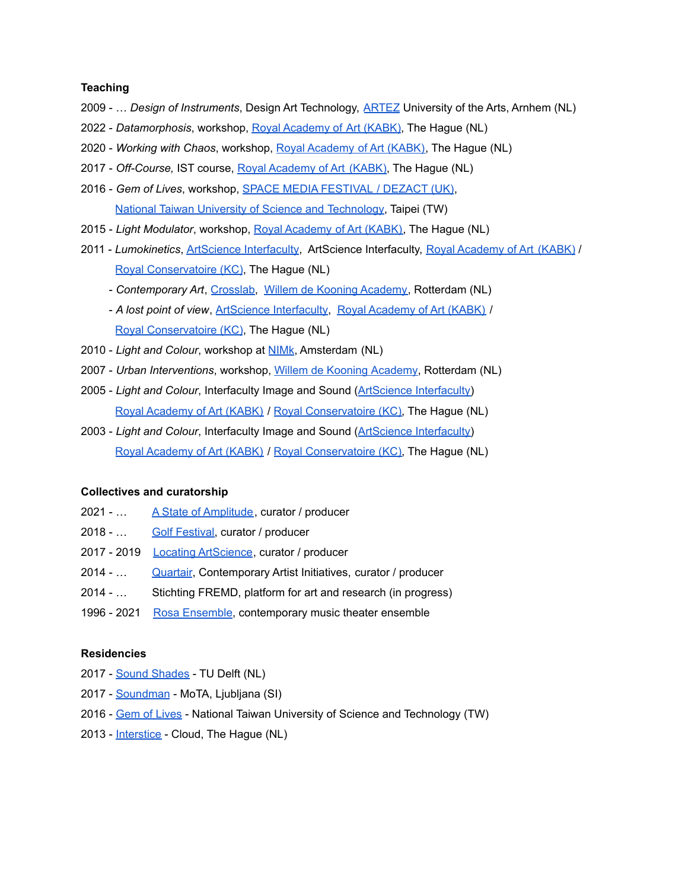**Teaching**

2009 - … *Design of Instruments*, Design Art Technology, ARTEZ University of the Arts, Arnhem (NL)

2022 - *Datamorphosis*, workshop, Royal Academy of Art (KABK), The Hague (NL)

2020 - *Working with Chaos*, workshop, Royal Academy of Art (KABK), The Hague (NL)

2017 - *Off-Course,* IST course, Royal Academy of Art (KABK), The Hague (NL)

2016 - *Gem of Lives*, workshop, SPACE MEDIA FESTIVAL / DEZACT (UK), National Taiwan University of Science and Technology, Taipei (TW)

2015 - *Light Modulator*, workshop, Royal Academy of Art (KABK), The Hague (NL)

2011 - *Lumokinetics*, ArtScience Interfaculty, ArtScience Interfaculty, Royal Academy of Art (KABK) / Royal Conservatoire (KC), The Hague (NL)

- *Contemporary Art*, Crosslab, Willem de Kooning Academy, Rotterdam (NL)
- *A lost point of view*, ArtScience Interfaculty, Royal Academy of Art (KABK) / Royal Conservatoire (KC), The Hague (NL)

2010 - *Light and Colour*, workshop at NIMk, Amsterdam (NL)

2007 - *Urban Interventions*, workshop, Willem de Kooning Academy, Rotterdam (NL)

2005 - *Light and Colour*, Interfaculty Image and Sound (ArtScience Interfaculty) Royal Academy of Art (KABK) / Royal Conservatoire (KC), The Hague (NL)

2003 - *Light and Colour*, Interfaculty Image and Sound (ArtScience Interfaculty) Royal Academy of Art (KABK) / Royal Conservatoire (KC), The Hague (NL)

**Collectives and curatorship**

2021 - … A State of Amplitude, curator / producer

2018 - … Golf Festival, curator / producer

2017 - 2019 Locating ArtScience, curator / producer

2014 - … Quartair, Contemporary Artist Initiatives, curator / producer

2014 - … Stichting FREMD, platform for art and research (in progress)

1996 - 2021 Rosa Ensemble, contemporary music theater ensemble

**Residencies**

2017 - Sound Shades - TU Delft (NL)

2017 - Soundman - MoTA, Ljubljana (SI)

2016 - Gem of Lives - National Taiwan University of Science and Technology (TW)

2013 - Interstice - Cloud, The Hague (NL)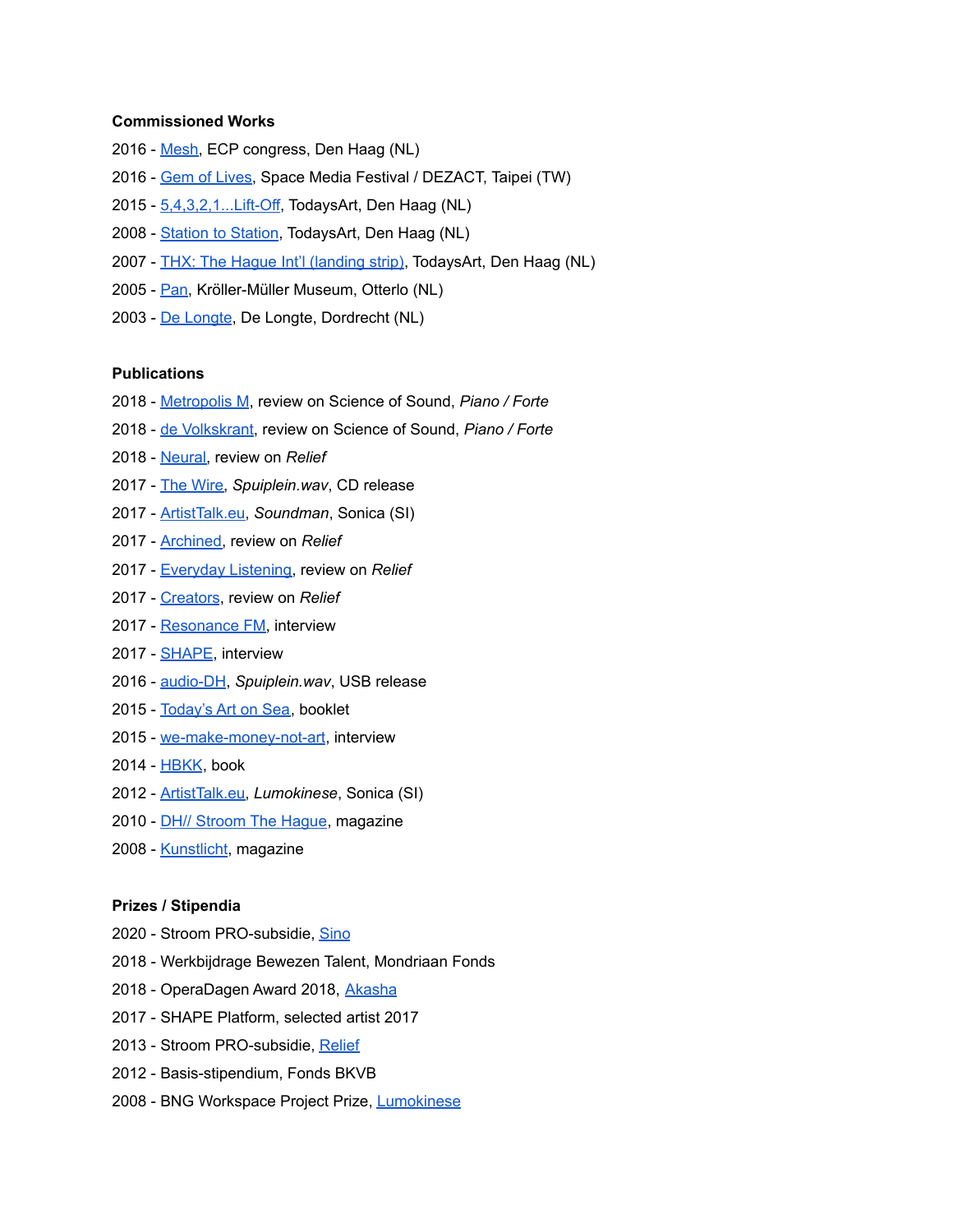**Commissioned Works**

2016 - Mesh, ECP congress, Den Haag (NL)

2016 - Gem of Lives, Space Media Festival / DEZACT, Taipei (TW)

2015 - 5,4,3,2,1...Lift-Off, TodaysArt, Den Haag (NL)

2008 - Station to Station, TodaysArt, Den Haag (NL)

2007 - THX: The Hague Int'l (landing strip), TodaysArt, Den Haag (NL)

2005 - Pan, Kröller-Müller Museum, Otterlo (NL)

2003 - De Longte, De Longte, Dordrecht (NL)

**Publications**

2018 - Metropolis M, review on Science of Sound, *Piano / Forte*

2018 - de Volkskrant, review on Science of Sound, *Piano / Forte*

2018 - Neural, review on *Relief*

2017 - The Wire, *Spuiplein.wav*, CD release

2017 - ArtistTalk.eu, *Soundman*, Sonica (SI)

2017 - Archined, review on *Relief*

2017 - Everyday Listening, review on *Relief*

2017 - Creators, review on *Relief*

2017 - Resonance FM, interview

2017 - SHAPE, interview

2016 - audio-DH, *Spuiplein.wav*, USB release

2015 - Today's Art on Sea, booklet

2015 - we-make-money-not-art, interview

2014 - HBKK, book

2012 - ArtistTalk.eu, *Lumokinese*, Sonica (SI)

2010 - DH// Stroom The Hague, magazine

2008 - Kunstlicht, magazine

**Prizes / Stipendia**

2020 - Stroom PRO-subsidie, Sino

2018 - Werkbijdrage Bewezen Talent, Mondriaan Fonds

2018 - OperaDagen Award 2018, Akasha

2017 - SHAPE Platform, selected artist 2017

2013 - Stroom PRO-subsidie, Relief

2012 - Basis-stipendium, Fonds BKVB

2008 - BNG Workspace Project Prize, Lumokinese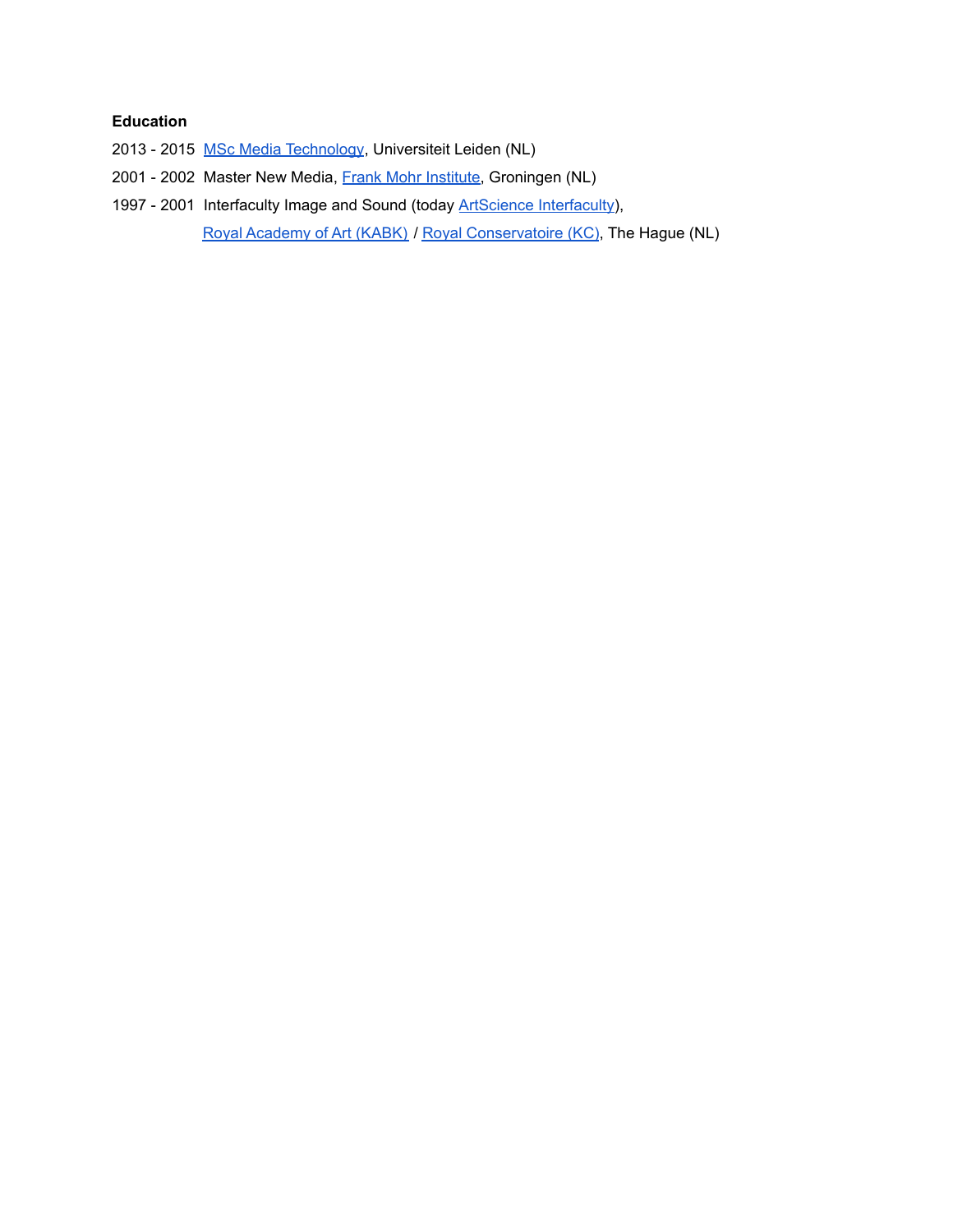**Education**

2013 - 2015 MSc Media Technology, Universiteit Leiden (NL)

2001 - 2002 Master New Media, Frank Mohr Institute, Groningen (NL)

1997 - 2001 Interfaculty Image and Sound (today ArtScience Interfaculty), Royal Academy of Art (KABK) / Royal Conservatoire (KC), The Hague (NL)